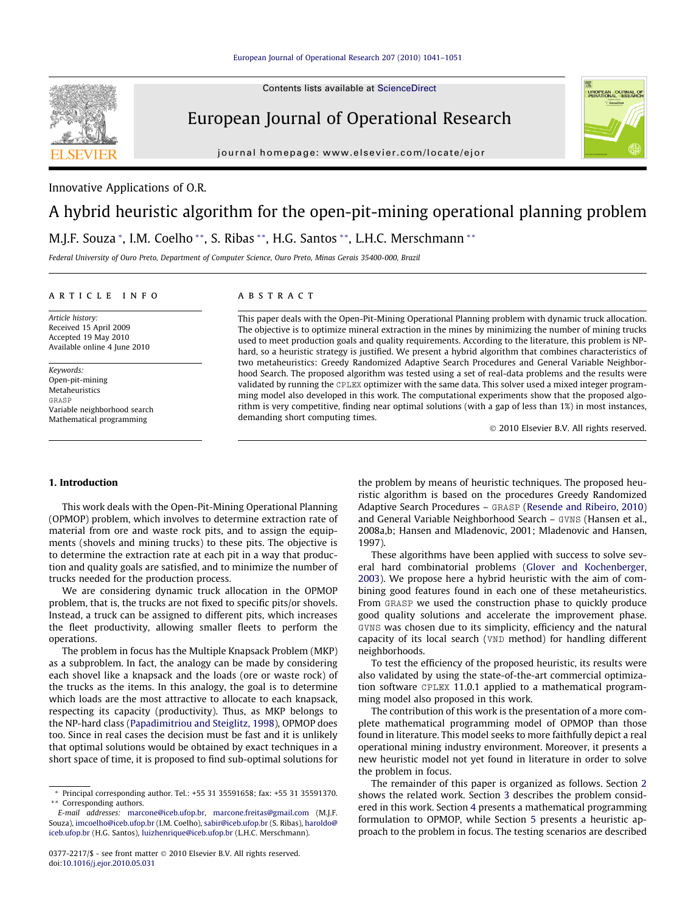Innovative Applications of O.R.

# A hybrid heuristic algorithm for the open-pit-mining operational planning problem

M.J.F. Souza *, I.M. Coelho **, S. Ribas **, H.G. Santos **, L.H.C. Merschmann **

*Federal University of Ouro Preto, Department of Computer Science, Ouro Preto, Minas Gerais 35400-000, Brazil*

## ARTICLE INFO

*Article history:*
Received 15 April 2009
Accepted 19 May 2010
Available online 4 June 2010

*Keywords:*
Open-pit-mining
Metaheuristics
GRASP
Variable neighborhood search
Mathematical programming

## ABSTRACT

This paper deals with the Open-Pit-Mining Operational Planning problem with dynamic truck allocation. The objective is to optimize mineral extraction in the mines by minimizing the number of mining trucks used to meet production goals and quality requirements. According to the literature, this problem is NP-hard, so a heuristic strategy is justified. We present a hybrid algorithm that combines characteristics of two metaheuristics: Greedy Randomized Adaptive Search Procedures and General Variable Neighborhood Search. The proposed algorithm was tested using a set of real-data problems and the results were validated by running the CPLEX optimizer with the same data. This solver used a mixed integer programming model also developed in this work. The computational experiments show that the proposed algorithm is very competitive, finding near optimal solutions (with a gap of less than 1%) in most instances, demanding short computing times.

© 2010 Elsevier B.V. All rights reserved.

## 1. Introduction

This work deals with the Open-Pit-Mining Operational Planning (OPMOP) problem, which involves to determine extraction rate of material from ore and waste rock pits, and to assign the equipments (shovels and mining trucks) to these pits. The objective is to determine the extraction rate at each pit in a way that production and quality goals are satisfied, and to minimize the number of trucks needed for the production process.

We are considering dynamic truck allocation in the OPMOP problem, that is, the trucks are not fixed to specific pits/or shovels. Instead, a truck can be assigned to different pits, which increases the fleet productivity, allowing smaller fleets to perform the operations.

The problem in focus has the Multiple Knapsack Problem (MKP) as a subproblem. In fact, the analogy can be made by considering each shovel like a knapsack and the loads (ore or waste rock) of the trucks as the items. In this analogy, the goal is to determine which loads are the most attractive to allocate to each knapsack, respecting its capacity (productivity). Thus, as MKP belongs to the NP-hard class (Papadimitriou and Steiglitz, 1998), OPMOP does too. Since in real cases the decision must be fast and it is unlikely that optimal solutions would be obtained by exact techniques in a short space of time, it is proposed to find sub-optimal solutions for the problem by means of heuristic techniques. The proposed heuristic algorithm is based on the procedures Greedy Randomized Adaptive Search Procedures – GRASP (Resende and Ribeiro, 2010) and General Variable Neighborhood Search – GVNS (Hansen et al., 2008a,b; Hansen and Mladenovic, 2001; Mladenovic and Hansen, 1997).

These algorithms have been applied with success to solve several hard combinatorial problems (Glover and Kochenberger, 2003). We propose here a hybrid heuristic with the aim of combining good features found in each one of these metaheuristics. From GRASP we used the construction phase to quickly produce good quality solutions and accelerate the improvement phase. GVNS was chosen due to its simplicity, efficiency and the natural capacity of its local search (VND method) for handling different neighborhoods.

To test the efficiency of the proposed heuristic, its results were also validated by using the state-of-the-art commercial optimization software CPLEX 11.0.1 applied to a mathematical programming model also proposed in this work.

The contribution of this work is the presentation of a more complete mathematical programming model of OPMOP than those found in literature. This model seeks to more faithfully depict a real operational mining industry environment. Moreover, it presents a new heuristic model not yet found in literature in order to solve the problem in focus.

The remainder of this paper is organized as follows. Section 2 shows the related work. Section 3 describes the problem considered in this work. Section 4 presents a mathematical programming formulation to OPMOP, while Section 5 presents a heuristic approach to the problem in focus. The testing scenarios are described

\* Principal corresponding author. Tel.: +55 31 35591658; fax: +55 31 35591370.
\*\* Corresponding authors.
*E-mail addresses:* marcone@iceb.ufop.br, marcone.freitas@gmail.com (M.J.F. Souza), imcoelho@iceb.ufop.br (I.M. Coelho), sabir@iceb.ufop.br (S. Ribas), haroldo@iceb.ufop.br (H.G. Santos), luizhenrique@iceb.ufop.br (L.H.C. Merschmann).

0377-2217/$ - see front matter © 2010 Elsevier B.V. All rights reserved.
doi:10.1016/j.ejor.2010.05.031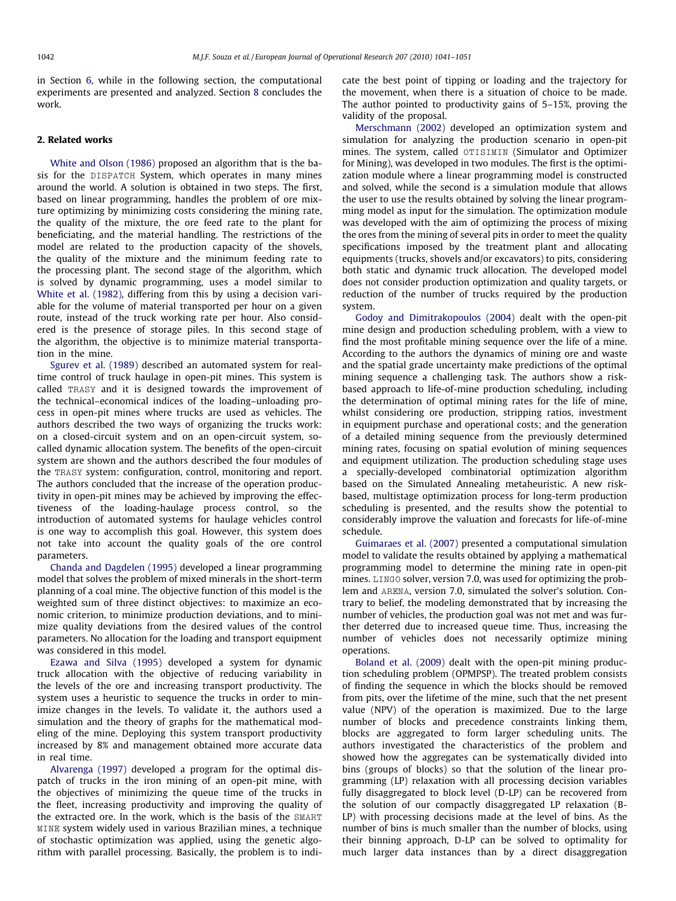in Section 6, while in the following section, the computational experiments are presented and analyzed. Section 8 concludes the work.

## 2. Related works

White and Olson (1986) proposed an algorithm that is the basis for the DISPATCH System, which operates in many mines around the world. A solution is obtained in two steps. The first, based on linear programming, handles the problem of ore mixture optimizing by minimizing costs considering the mining rate, the quality of the mixture, the ore feed rate to the plant for beneficiating, and the material handling. The restrictions of the model are related to the production capacity of the shovels, the quality of the mixture and the minimum feeding rate to the processing plant. The second stage of the algorithm, which is solved by dynamic programming, uses a model similar to White et al. (1982), differing from this by using a decision variable for the volume of material transported per hour on a given route, instead of the truck working rate per hour. Also considered is the presence of storage piles. In this second stage of the algorithm, the objective is to minimize material transportation in the mine.

Sgurev et al. (1989) described an automated system for real-time control of truck haulage in open-pit mines. This system is called TRASY and it is designed towards the improvement of the technical–economical indices of the loading–unloading process in open-pit mines where trucks are used as vehicles. The authors described the two ways of organizing the trucks work: on a closed-circuit system and on an open-circuit system, so-called dynamic allocation system. The benefits of the open-circuit system are shown and the authors described the four modules of the TRASY system: configuration, control, monitoring and report. The authors concluded that the increase of the operation productivity in open-pit mines may be achieved by improving the effectiveness of the loading-haulage process control, so the introduction of automated systems for haulage vehicles control is one way to accomplish this goal. However, this system does not take into account the quality goals of the ore control parameters.

Chanda and Dagdelen (1995) developed a linear programming model that solves the problem of mixed minerals in the short-term planning of a coal mine. The objective function of this model is the weighted sum of three distinct objectives: to maximize an economic criterion, to minimize production deviations, and to minimize quality deviations from the desired values of the control parameters. No allocation for the loading and transport equipment was considered in this model.

Ezawa and Silva (1995) developed a system for dynamic truck allocation with the objective of reducing variability in the levels of the ore and increasing transport productivity. The system uses a heuristic to sequence the trucks in order to minimize changes in the levels. To validate it, the authors used a simulation and the theory of graphs for the mathematical modeling of the mine. Deploying this system transport productivity increased by 8% and management obtained more accurate data in real time.

Alvarenga (1997) developed a program for the optimal dispatch of trucks in the iron mining of an open-pit mine, with the objectives of minimizing the queue time of the trucks in the fleet, increasing productivity and improving the quality of the extracted ore. In the work, which is the basis of the SMART MINE system widely used in various Brazilian mines, a technique of stochastic optimization was applied, using the genetic algorithm with parallel processing. Basically, the problem is to indicate the best point of tipping or loading and the trajectory for the movement, when there is a situation of choice to be made. The author pointed to productivity gains of 5–15%, proving the validity of the proposal.

Merschmann (2002) developed an optimization system and simulation for analyzing the production scenario in open-pit mines. The system, called OTISIMIN (Simulator and Optimizer for Mining), was developed in two modules. The first is the optimization module where a linear programming model is constructed and solved, while the second is a simulation module that allows the user to use the results obtained by solving the linear programming model as input for the simulation. The optimization module was developed with the aim of optimizing the process of mixing the ores from the mining of several pits in order to meet the quality specifications imposed by the treatment plant and allocating equipments (trucks, shovels and/or excavators) to pits, considering both static and dynamic truck allocation. The developed model does not consider production optimization and quality targets, or reduction of the number of trucks required by the production system.

Godoy and Dimitrakopoulos (2004) dealt with the open-pit mine design and production scheduling problem, with a view to find the most profitable mining sequence over the life of a mine. According to the authors the dynamics of mining ore and waste and the spatial grade uncertainty make predictions of the optimal mining sequence a challenging task. The authors show a risk-based approach to life-of-mine production scheduling, including the determination of optimal mining rates for the life of mine, whilst considering ore production, stripping ratios, investment in equipment purchase and operational costs; and the generation of a detailed mining sequence from the previously determined mining rates, focusing on spatial evolution of mining sequences and equipment utilization. The production scheduling stage uses a specially-developed combinatorial optimization algorithm based on the Simulated Annealing metaheuristic. A new risk-based, multistage optimization process for long-term production scheduling is presented, and the results show the potential to considerably improve the valuation and forecasts for life-of-mine schedule.

Guimaraes et al. (2007) presented a computational simulation model to validate the results obtained by applying a mathematical programming model to determine the mining rate in open-pit mines. LINGO solver, version 7.0, was used for optimizing the problem and ARENA, version 7.0, simulated the solver's solution. Contrary to belief, the modeling demonstrated that by increasing the number of vehicles, the production goal was not met and was further deterred due to increased queue time. Thus, increasing the number of vehicles does not necessarily optimize mining operations.

Boland et al. (2009) dealt with the open-pit mining production scheduling problem (OPMPSP). The treated problem consists of finding the sequence in which the blocks should be removed from pits, over the lifetime of the mine, such that the net present value (NPV) of the operation is maximized. Due to the large number of blocks and precedence constraints linking them, blocks are aggregated to form larger scheduling units. The authors investigated the characteristics of the problem and showed how the aggregates can be systematically divided into bins (groups of blocks) so that the solution of the linear programming (LP) relaxation with all processing decision variables fully disaggregated to block level (D-LP) can be recovered from the solution of our compactly disaggregated LP relaxation (B-LP) with processing decisions made at the level of bins. As the number of bins is much smaller than the number of blocks, using their binning approach, D-LP can be solved to optimality for much larger data instances than by a direct disaggregation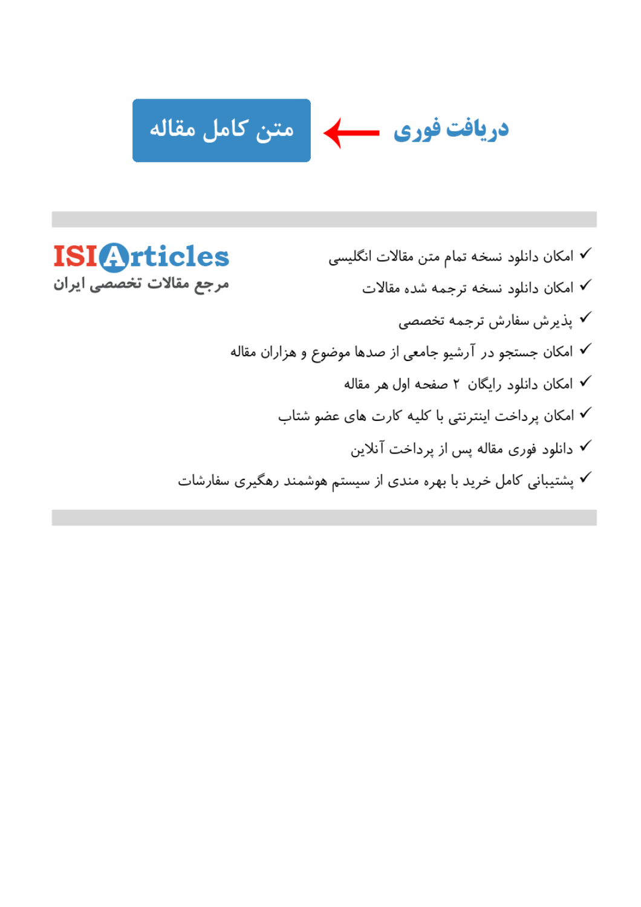دریافت فوری ← متن کامل مقاله

ISIArticles
مرجع مقالات تخصصی ایران

- ✓ امکان دانلود نسخه تمام متن مقالات انگلیسی
- ✓ امکان دانلود نسخه ترجمه شده مقالات
- ✓ پذیرش سفارش ترجمه تخصصی
- ✓ امکان جستجو در آرشیو جامعی از صدها موضوع و هزاران مقاله
- ✓ امکان دانلود رایگان ۲ صفحه اول هر مقاله
- ✓ امکان پرداخت اینترنتی با کلیه کارت های عضو شتاب
- ✓ دانلود فوری مقاله پس از پرداخت آنلاین
- ✓ پشتیبانی کامل خرید با بهره مندی از سیستم هوشمند رهگیری سفارشات